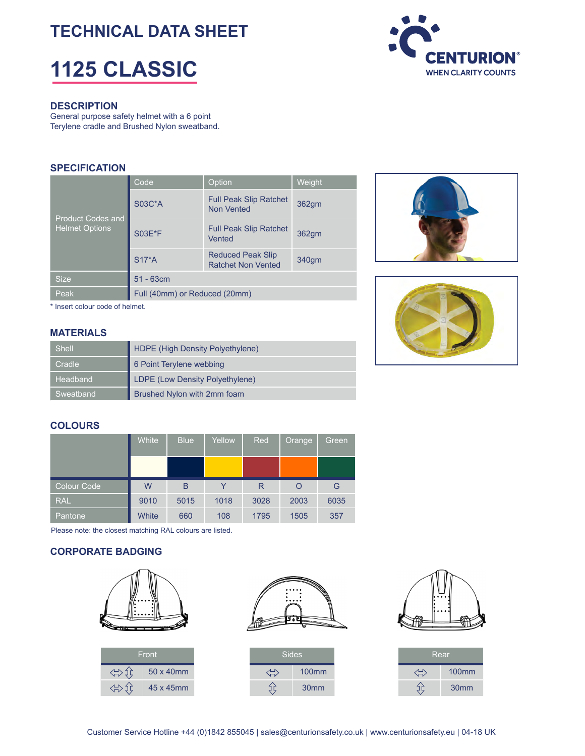# TECHNICAL DATA SHEET

# 1125 CLASSIC

CENTURION® WHEN CLARITY COUNTS

## DESCRIPTION

General purpose safety helmet with a 6 point Terylene cradle and Brushed Nylon sweatband.

## SPECIFICATION

| | Code | Option | Weight |
|---|---|---|---|
| Product Codes and Helmet Options | S03C*A | Full Peak Slip Ratchet Non Vented | 362gm |
| | S03E*F | Full Peak Slip Ratchet Vented | 362gm |
| | S17*A | Reduced Peak Slip Ratchet Non Vented | 340gm |
| Size | 51 - 63cm | | |
| Peak | Full (40mm) or Reduced (20mm) | | |

\* Insert colour code of helmet.

## MATERIALS

| | |
|---|---|
| Shell | HDPE (High Density Polyethylene) |
| Cradle | 6 Point Terylene webbing |
| Headband | LDPE (Low Density Polyethylene) |
| Sweatband | Brushed Nylon with 2mm foam |

## COLOURS

| | White | Blue | Yellow | Red | Orange | Green |
|---|---|---|---|---|---|---|
| Colour Code | W | B | Y | R | O | G |
| RAL | 9010 | 5015 | 1018 | 3028 | 2003 | 6035 |
| Pantone | White | 660 | 108 | 1795 | 1505 | 357 |

Please note: the closest matching RAL colours are listed.

## CORPORATE BADGING

| Front | |
|---|---|
| ⇔ ⇕ | 50 x 40mm |
| ⇔ ⇕ | 45 x 45mm |

| Sides | |
|---|---|
| ⇔ | 100mm |
| ⇕ | 30mm |

| Rear | |
|---|---|
| ⇔ | 100mm |
| ⇕ | 30mm |

Customer Service Hotline +44 (0)1842 855045 | sales@centurionsafety.co.uk | www.centurionsafety.eu | 04-18 UK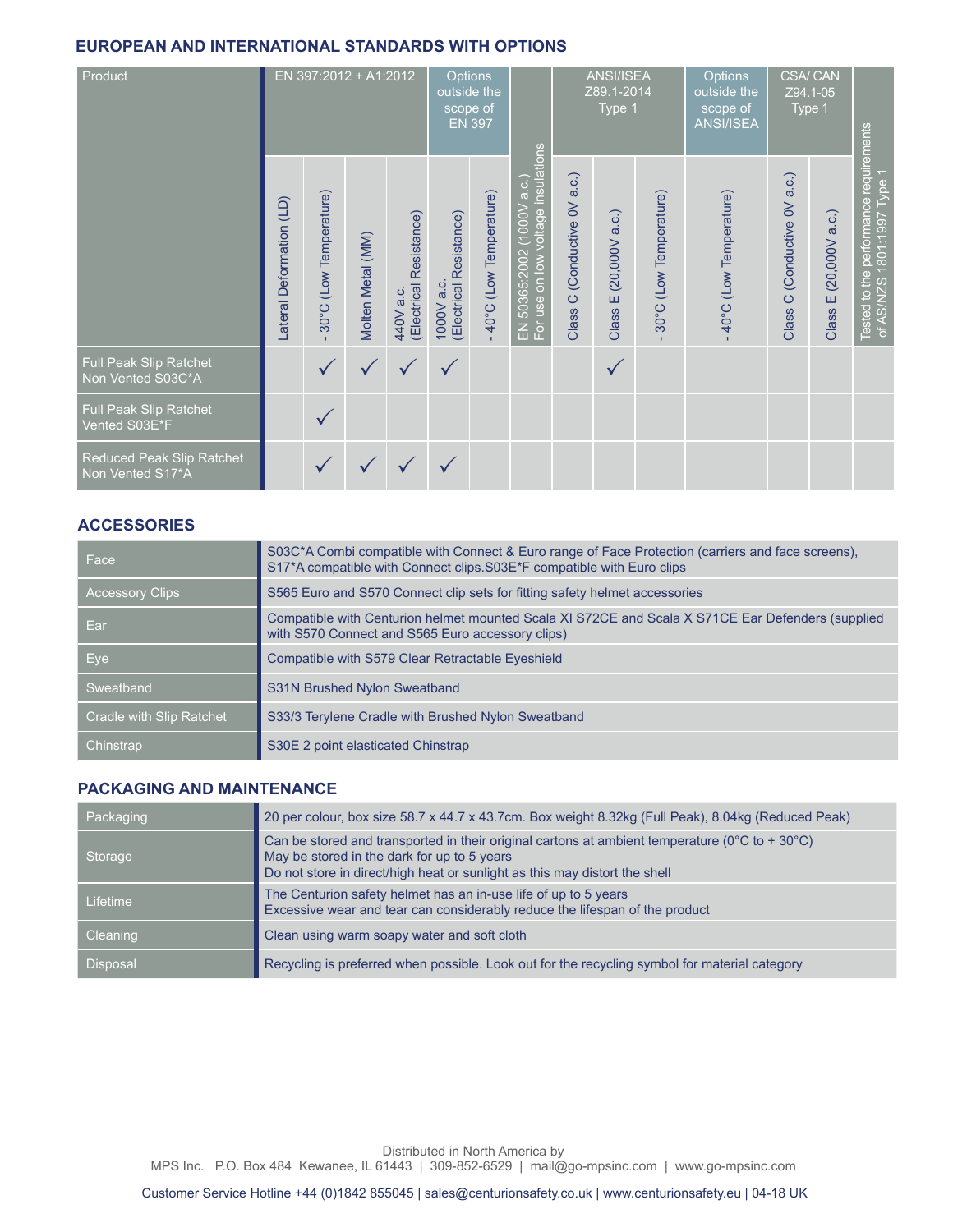## EUROPEAN AND INTERNATIONAL STANDARDS WITH OPTIONS

| Product | EN 397:2012 + A1:2012 | | | | Options outside the scope of EN 397 | | | ANSI/ISEA Z89.1-2014 Type 1 | | | Options outside the scope of ANSI/ISEA | CSA/ CAN Z94.1-05 Type 1 | | |
|---|---|---|---|---|---|---|---|---|---|---|---|---|---|---|
| | Lateral Deformation (LD) | - 30°C (Low Temperature) | Molten Metal (MM) | 440V a.c. (Electrical Resistance) | 1000V a.c. (Electrical Resistance) | - 40°C (Low Temperature) | EN 50365:2002 (1000V a.c.) For use on low voltage insulations | Class C (Conductive 0V a.c.) | Class E (20,000V a.c.) | - 30°C (Low Temperature) | - 40°C (Low Temperature) | Class C (Conductive 0V a.c.) | Class E (20,000V a.c.) | Tested to the performance requirements of AS/NZS 1801:1997 Type 1 |
| Full Peak Slip Ratchet Non Vented S03C*A | | ✓ | ✓ | ✓ | ✓ | | | | ✓ | | | | | |
| Full Peak Slip Ratchet Vented S03E*F | | ✓ | | | | | | | | | | | | |
| Reduced Peak Slip Ratchet Non Vented S17*A | | ✓ | ✓ | ✓ | ✓ | | | | | | | | | |

## ACCESSORIES

| | |
|---|---|
| Face | S03C*A Combi compatible with Connect & Euro range of Face Protection (carriers and face screens), S17*A compatible with Connect clips.S03E*F compatible with Euro clips |
| Accessory Clips | S565 Euro and S570 Connect clip sets for fitting safety helmet accessories |
| Ear | Compatible with Centurion helmet mounted Scala XI S72CE and Scala X S71CE Ear Defenders (supplied with S570 Connect and S565 Euro accessory clips) |
| Eye | Compatible with S579 Clear Retractable Eyeshield |
| Sweatband | S31N Brushed Nylon Sweatband |
| Cradle with Slip Ratchet | S33/3 Terylene Cradle with Brushed Nylon Sweatband |
| Chinstrap | S30E 2 point elasticated Chinstrap |

## PACKAGING AND MAINTENANCE

| | |
|---|---|
| Packaging | 20 per colour, box size 58.7 x 44.7 x 43.7cm. Box weight 8.32kg (Full Peak), 8.04kg (Reduced Peak) |
| Storage | Can be stored and transported in their original cartons at ambient temperature (0°C to + 30°C)<br>May be stored in the dark for up to 5 years<br>Do not store in direct/high heat or sunlight as this may distort the shell |
| Lifetime | The Centurion safety helmet has an in-use life of up to 5 years<br>Excessive wear and tear can considerably reduce the lifespan of the product |
| Cleaning | Clean using warm soapy water and soft cloth |
| Disposal | Recycling is preferred when possible. Look out for the recycling symbol for material category |

Distributed in North America by
MPS Inc. P.O. Box 484 Kewanee, IL 61443 | 309-852-6529 | mail@go-mpsinc.com | www.go-mpsinc.com

Customer Service Hotline +44 (0)1842 855045 | sales@centurionsafety.co.uk | www.centurionsafety.eu | 04-18 UK